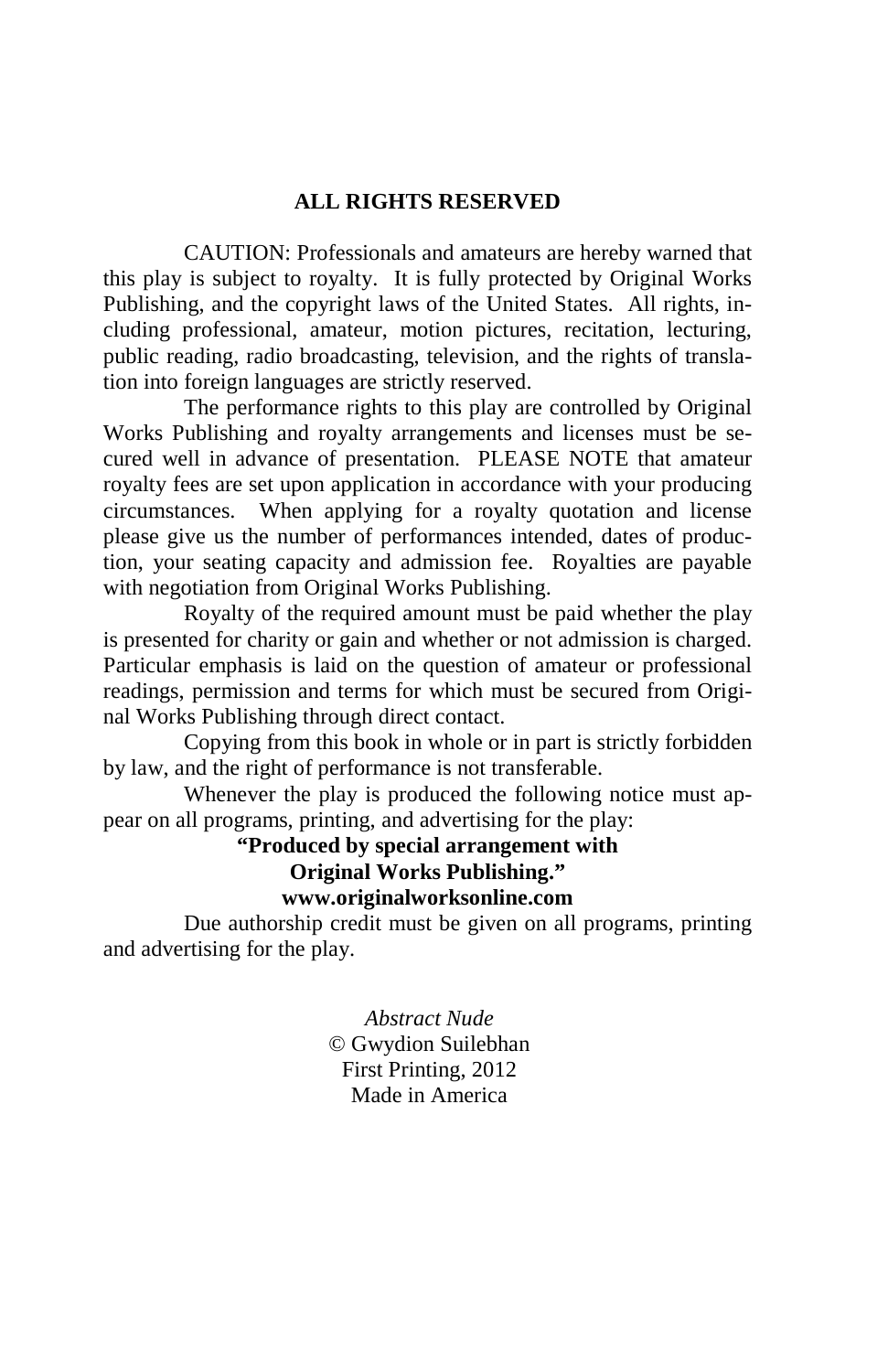# ALL RIGHTS RESERVED

CAUTION: Professionals and amateurs are hereby warned that this play is subject to royalty. It is fully protected by Original Works Publishing, and the copyright laws of the United States. All rights, including professional, amateur, motion pictures, recitation, lecturing, public reading, radio broadcasting, television, and the rights of translation into foreign languages are strictly reserved.

The performance rights to this play are controlled by Original Works Publishing and royalty arrangements and licenses must be secured well in advance of presentation. PLEASE NOTE that amateur royalty fees are set upon application in accordance with your producing circumstances. When applying for a royalty quotation and license please give us the number of performances intended, dates of production, your seating capacity and admission fee. Royalties are payable with negotiation from Original Works Publishing.

Royalty of the required amount must be paid whether the play is presented for charity or gain and whether or not admission is charged. Particular emphasis is laid on the question of amateur or professional readings, permission and terms for which must be secured from Original Works Publishing through direct contact.

Copying from this book in whole or in part is strictly forbidden by law, and the right of performance is not transferable.

Whenever the play is produced the following notice must appear on all programs, printing, and advertising for the play:

**"Produced by special arrangement with**
**Original Works Publishing."**
**www.originalworksonline.com**

Due authorship credit must be given on all programs, printing and advertising for the play.

*Abstract Nude*
© Gwydion Suilebhan
First Printing, 2012
Made in America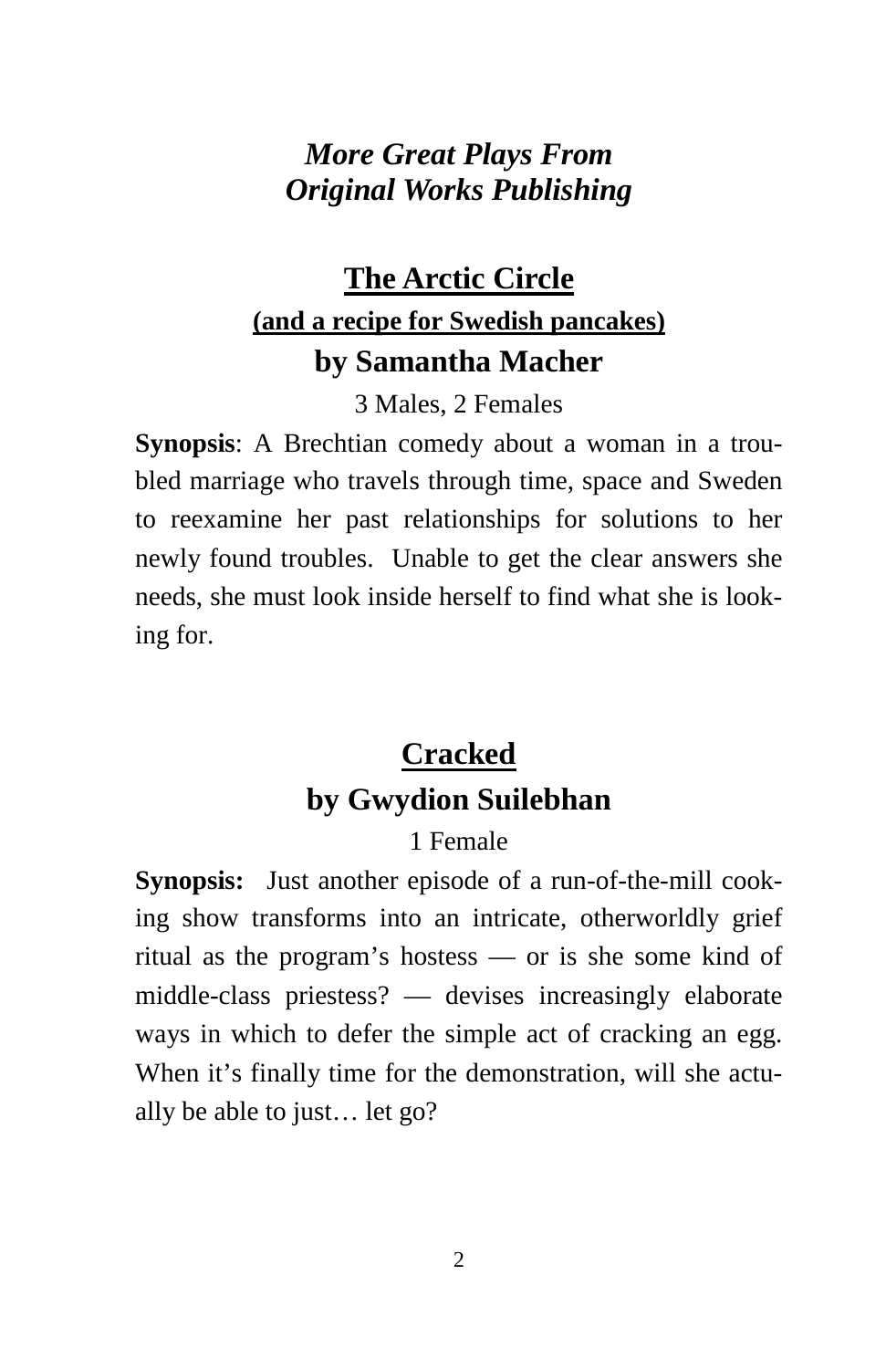## *More Great Plays From Original Works Publishing*

### The Arctic Circle
#### (and a recipe for Swedish pancakes)
### by Samantha Macher

3 Males, 2 Females

**Synopsis**: A Brechtian comedy about a woman in a troubled marriage who travels through time, space and Sweden to reexamine her past relationships for solutions to her newly found troubles. Unable to get the clear answers she needs, she must look inside herself to find what she is looking for.

### Cracked
### by Gwydion Suilebhan

1 Female

**Synopsis:** Just another episode of a run-of-the-mill cooking show transforms into an intricate, otherworldly grief ritual as the program's hostess — or is she some kind of middle-class priestess? — devises increasingly elaborate ways in which to defer the simple act of cracking an egg. When it's finally time for the demonstration, will she actually be able to just… let go?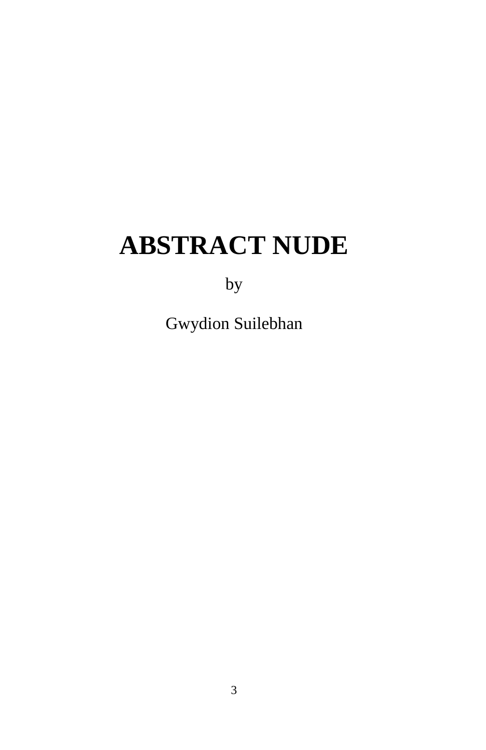# ABSTRACT NUDE

by

Gwydion Suilebhan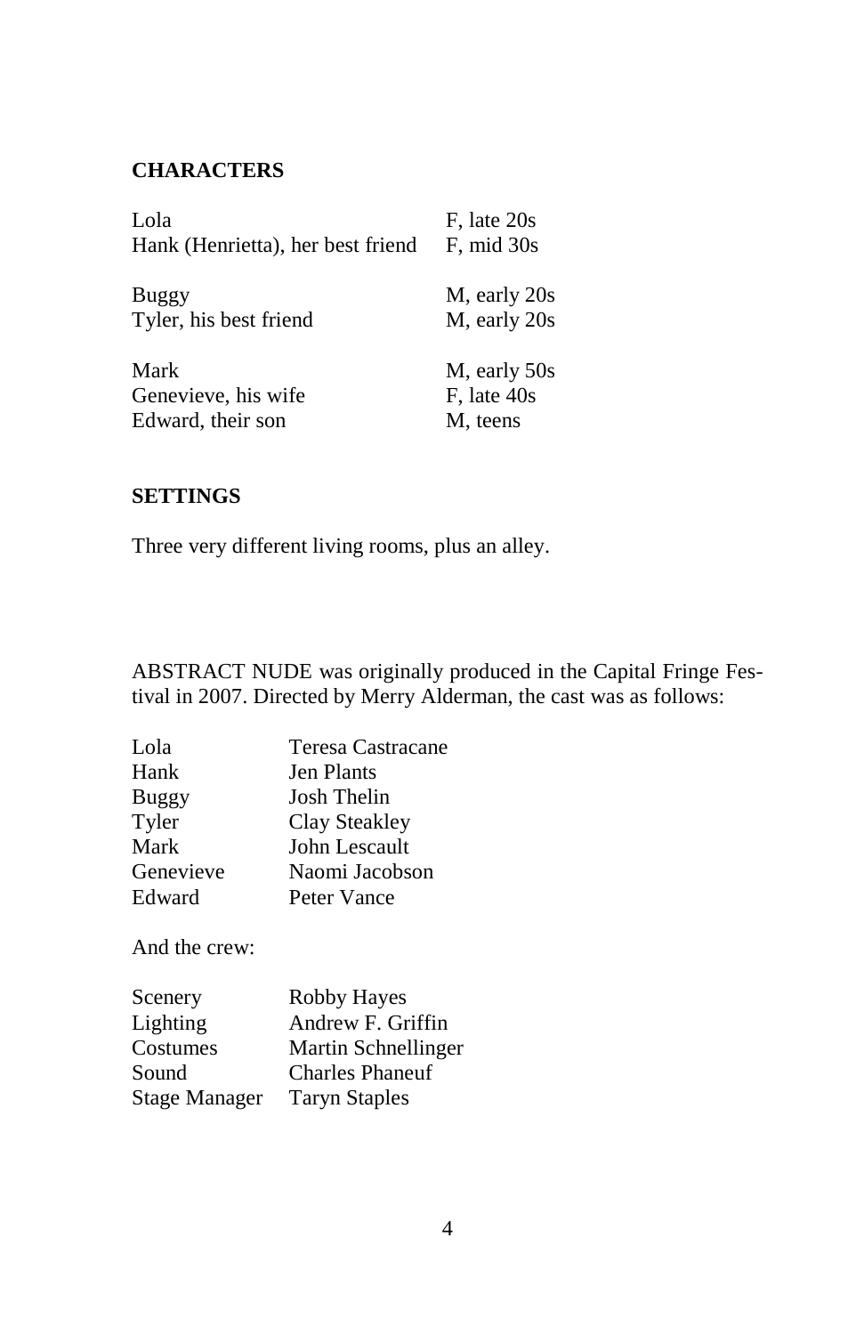## CHARACTERS

| | |
|---|---|
| Lola | F, late 20s |
| Hank (Henrietta), her best friend | F, mid 30s |
| | |
| Buggy | M, early 20s |
| Tyler, his best friend | M, early 20s |
| | |
| Mark | M, early 50s |
| Genevieve, his wife | F, late 40s |
| Edward, their son | M, teens |

## SETTINGS

Three very different living rooms, plus an alley.

ABSTRACT NUDE was originally produced in the Capital Fringe Festival in 2007. Directed by Merry Alderman, the cast was as follows:

| | |
|---|---|
| Lola | Teresa Castracane |
| Hank | Jen Plants |
| Buggy | Josh Thelin |
| Tyler | Clay Steakley |
| Mark | John Lescault |
| Genevieve | Naomi Jacobson |
| Edward | Peter Vance |

And the crew:

| | |
|---|---|
| Scenery | Robby Hayes |
| Lighting | Andrew F. Griffin |
| Costumes | Martin Schnellinger |
| Sound | Charles Phaneuf |
| Stage Manager | Taryn Staples |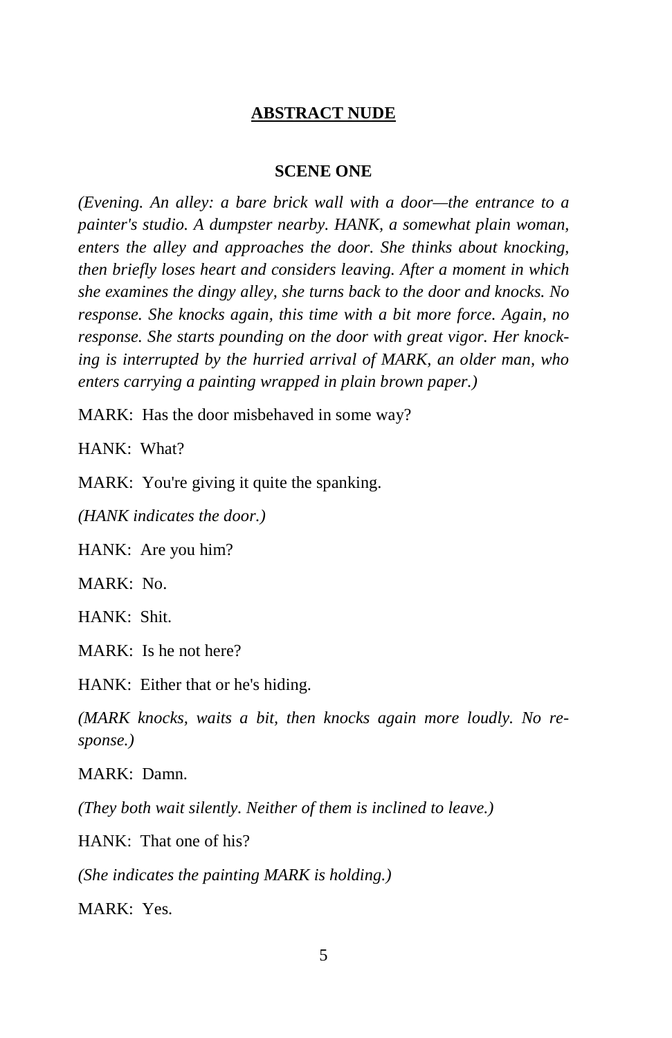# ABSTRACT NUDE

## SCENE ONE

*(Evening. An alley: a bare brick wall with a door—the entrance to a painter's studio. A dumpster nearby. HANK, a somewhat plain woman, enters the alley and approaches the door. She thinks about knocking, then briefly loses heart and considers leaving. After a moment in which she examines the dingy alley, she turns back to the door and knocks. No response. She knocks again, this time with a bit more force. Again, no response. She starts pounding on the door with great vigor. Her knocking is interrupted by the hurried arrival of MARK, an older man, who enters carrying a painting wrapped in plain brown paper.)*

MARK: Has the door misbehaved in some way?

HANK: What?

MARK: You're giving it quite the spanking.

*(HANK indicates the door.)*

HANK: Are you him?

MARK: No.

HANK: Shit.

MARK: Is he not here?

HANK: Either that or he's hiding.

*(MARK knocks, waits a bit, then knocks again more loudly. No response.)*

MARK: Damn.

*(They both wait silently. Neither of them is inclined to leave.)*

HANK: That one of his?

*(She indicates the painting MARK is holding.)*

MARK: Yes.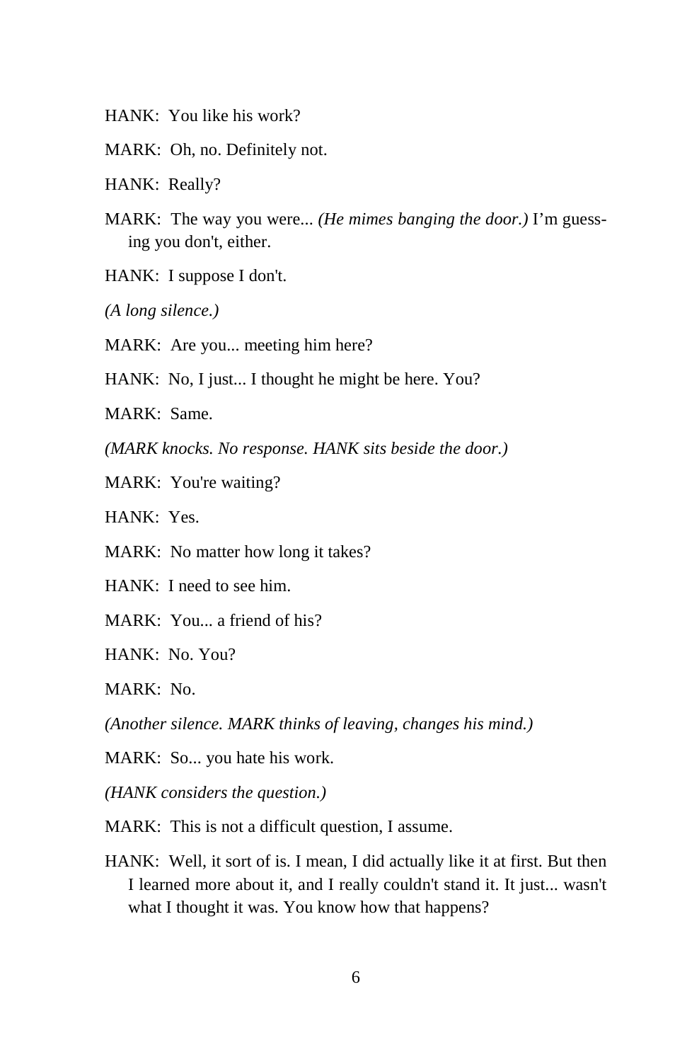HANK: You like his work?

MARK: Oh, no. Definitely not.

HANK: Really?

MARK: The way you were... *(He mimes banging the door.)* I'm guessing you don't, either.

HANK: I suppose I don't.

*(A long silence.)*

MARK: Are you... meeting him here?

HANK: No, I just... I thought he might be here. You?

MARK: Same.

*(MARK knocks. No response. HANK sits beside the door.)*

MARK: You're waiting?

HANK: Yes.

MARK: No matter how long it takes?

HANK: I need to see him.

MARK: You... a friend of his?

HANK: No. You?

MARK: No.

*(Another silence. MARK thinks of leaving, changes his mind.)*

MARK: So... you hate his work.

*(HANK considers the question.)*

MARK: This is not a difficult question, I assume.

HANK: Well, it sort of is. I mean, I did actually like it at first. But then I learned more about it, and I really couldn't stand it. It just... wasn't what I thought it was. You know how that happens?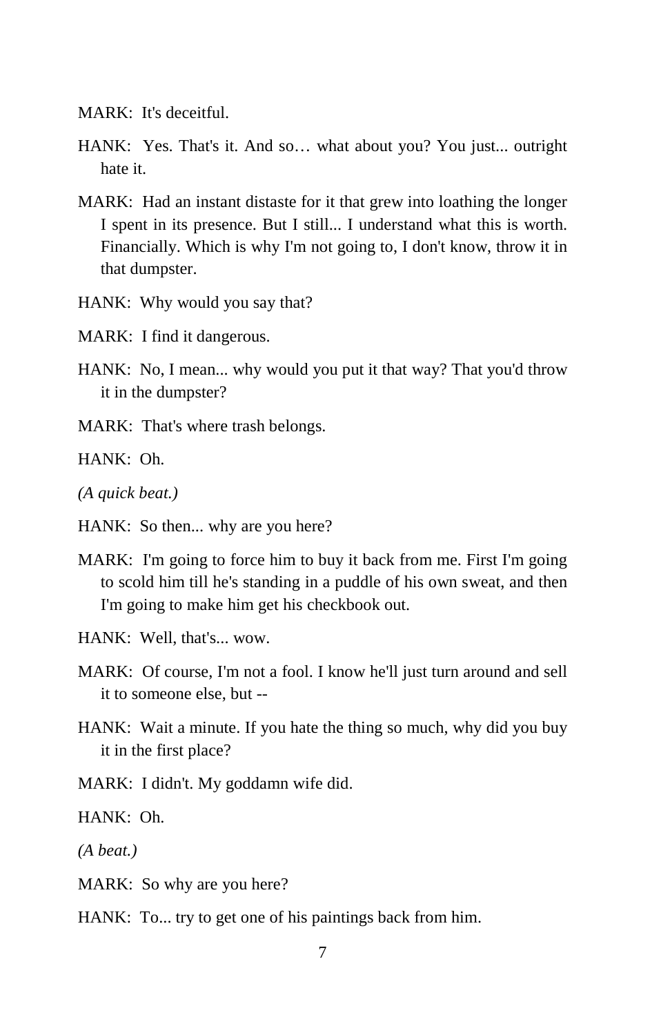MARK: It's deceitful.

HANK: Yes. That's it. And so… what about you? You just... outright hate it.

MARK: Had an instant distaste for it that grew into loathing the longer I spent in its presence. But I still... I understand what this is worth. Financially. Which is why I'm not going to, I don't know, throw it in that dumpster.

HANK: Why would you say that?

MARK: I find it dangerous.

HANK: No, I mean... why would you put it that way? That you'd throw it in the dumpster?

MARK: That's where trash belongs.

HANK: Oh.

*(A quick beat.)*

HANK: So then... why are you here?

MARK: I'm going to force him to buy it back from me. First I'm going to scold him till he's standing in a puddle of his own sweat, and then I'm going to make him get his checkbook out.

HANK: Well, that's... wow.

MARK: Of course, I'm not a fool. I know he'll just turn around and sell it to someone else, but --

HANK: Wait a minute. If you hate the thing so much, why did you buy it in the first place?

MARK: I didn't. My goddamn wife did.

HANK: Oh.

*(A beat.)*

MARK: So why are you here?

HANK: To... try to get one of his paintings back from him.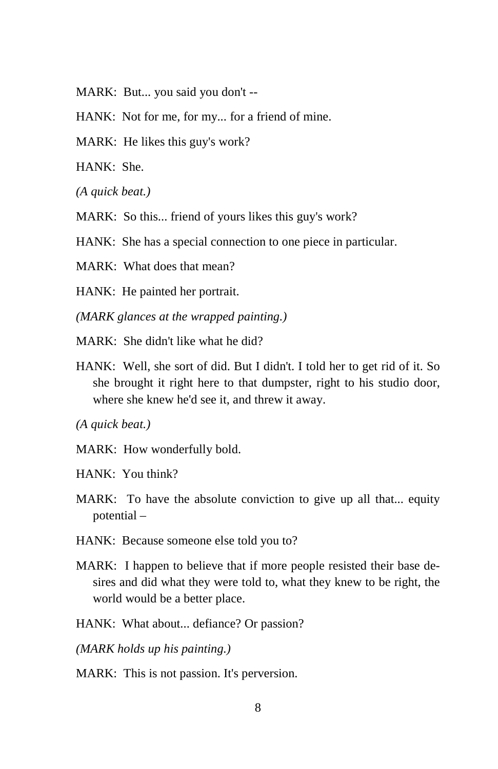MARK: But... you said you don't --

HANK: Not for me, for my... for a friend of mine.

MARK: He likes this guy's work?

HANK: She.

*(A quick beat.)*

MARK: So this... friend of yours likes this guy's work?

HANK: She has a special connection to one piece in particular.

MARK: What does that mean?

HANK: He painted her portrait.

*(MARK glances at the wrapped painting.)*

MARK: She didn't like what he did?

HANK: Well, she sort of did. But I didn't. I told her to get rid of it. So she brought it right here to that dumpster, right to his studio door, where she knew he'd see it, and threw it away.

*(A quick beat.)*

MARK: How wonderfully bold.

HANK: You think?

MARK: To have the absolute conviction to give up all that... equity potential –

HANK: Because someone else told you to?

MARK: I happen to believe that if more people resisted their base desires and did what they were told to, what they knew to be right, the world would be a better place.

HANK: What about... defiance? Or passion?

*(MARK holds up his painting.)*

MARK: This is not passion. It's perversion.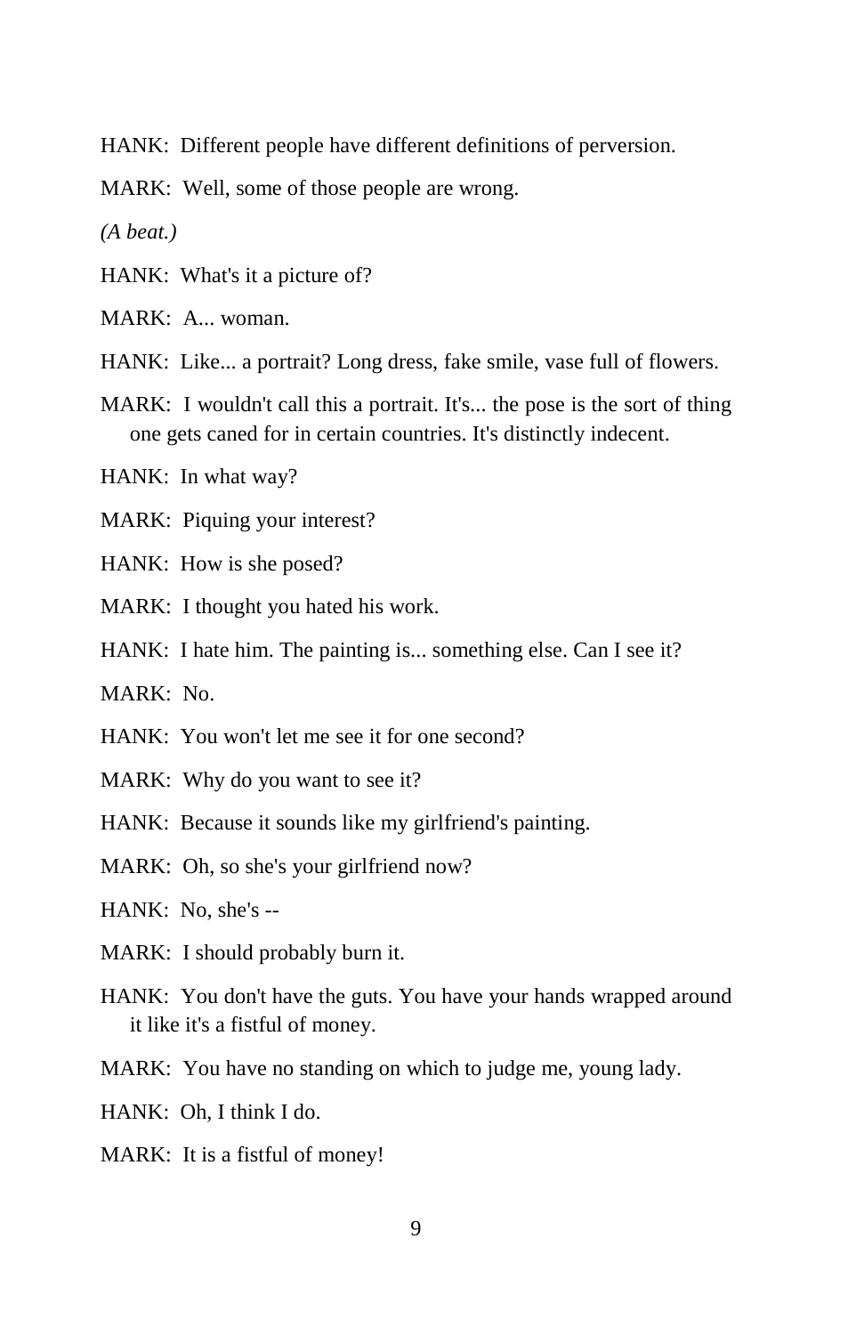HANK:  Different people have different definitions of perversion.

MARK:  Well, some of those people are wrong.

*(A beat.)*

HANK:  What's it a picture of?

MARK:  A... woman.

HANK:  Like... a portrait? Long dress, fake smile, vase full of flowers.

MARK:  I wouldn't call this a portrait. It's... the pose is the sort of thing one gets caned for in certain countries. It's distinctly indecent.

HANK:  In what way?

MARK:  Piquing your interest?

HANK:  How is she posed?

MARK:  I thought you hated his work.

HANK:  I hate him. The painting is... something else. Can I see it?

MARK:  No.

HANK:  You won't let me see it for one second?

MARK:  Why do you want to see it?

HANK:  Because it sounds like my girlfriend's painting.

MARK:  Oh, so she's your girlfriend now?

HANK:  No, she's --

MARK:  I should probably burn it.

HANK:  You don't have the guts. You have your hands wrapped around it like it's a fistful of money.

MARK:  You have no standing on which to judge me, young lady.

HANK:  Oh, I think I do.

MARK:  It is a fistful of money!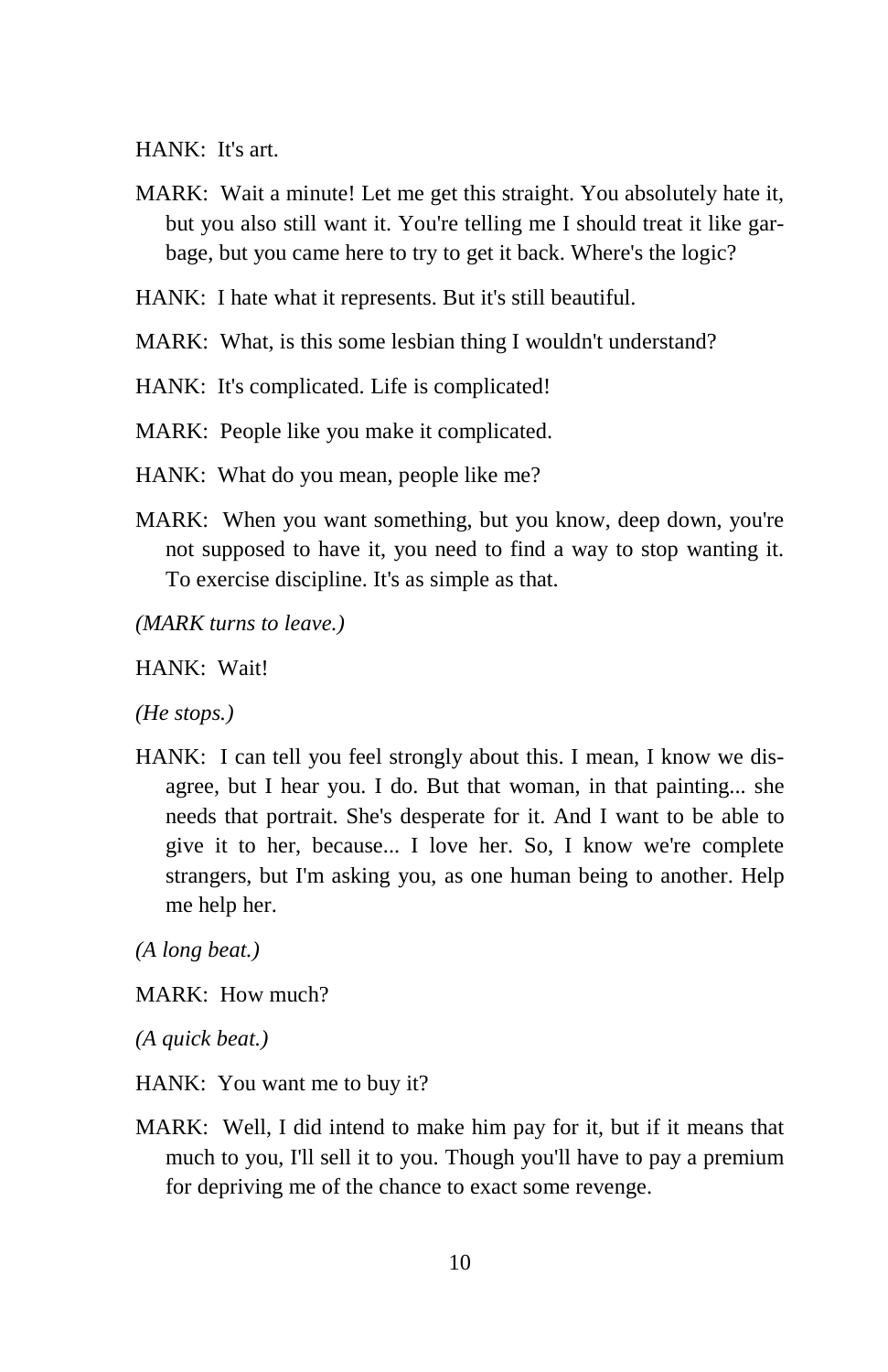HANK: It's art.

MARK: Wait a minute! Let me get this straight. You absolutely hate it, but you also still want it. You're telling me I should treat it like garbage, but you came here to try to get it back. Where's the logic?

HANK: I hate what it represents. But it's still beautiful.

MARK: What, is this some lesbian thing I wouldn't understand?

HANK: It's complicated. Life is complicated!

MARK: People like you make it complicated.

HANK: What do you mean, people like me?

MARK: When you want something, but you know, deep down, you're not supposed to have it, you need to find a way to stop wanting it. To exercise discipline. It's as simple as that.

*(MARK turns to leave.)*

HANK: Wait!

*(He stops.)*

HANK: I can tell you feel strongly about this. I mean, I know we disagree, but I hear you. I do. But that woman, in that painting... she needs that portrait. She's desperate for it. And I want to be able to give it to her, because... I love her. So, I know we're complete strangers, but I'm asking you, as one human being to another. Help me help her.

*(A long beat.)*

MARK: How much?

*(A quick beat.)*

HANK: You want me to buy it?

MARK: Well, I did intend to make him pay for it, but if it means that much to you, I'll sell it to you. Though you'll have to pay a premium for depriving me of the chance to exact some revenge.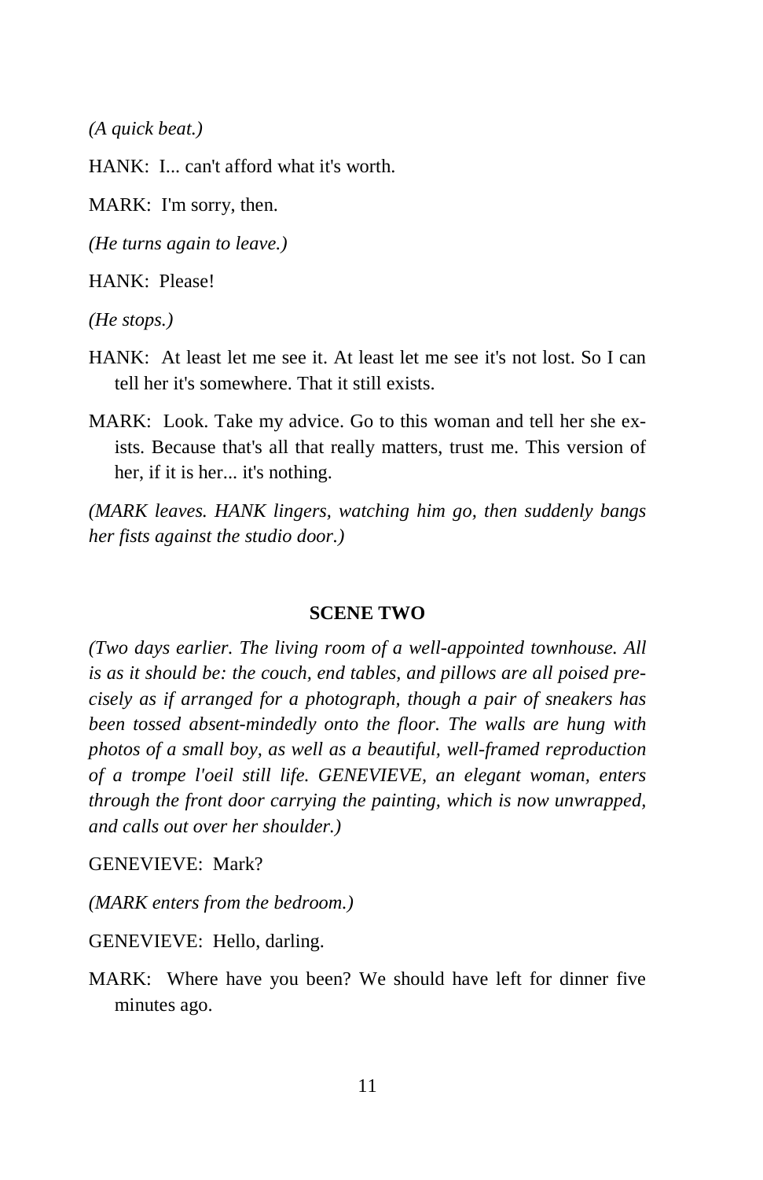*(A quick beat.)*

HANK: I... can't afford what it's worth.

MARK: I'm sorry, then.

*(He turns again to leave.)*

HANK: Please!

*(He stops.)*

HANK: At least let me see it. At least let me see it's not lost. So I can tell her it's somewhere. That it still exists.

MARK: Look. Take my advice. Go to this woman and tell her she exists. Because that's all that really matters, trust me. This version of her, if it is her... it's nothing.

*(MARK leaves. HANK lingers, watching him go, then suddenly bangs her fists against the studio door.)*

## SCENE TWO

*(Two days earlier. The living room of a well-appointed townhouse. All is as it should be: the couch, end tables, and pillows are all poised precisely as if arranged for a photograph, though a pair of sneakers has been tossed absent-mindedly onto the floor. The walls are hung with photos of a small boy, as well as a beautiful, well-framed reproduction of a trompe l'oeil still life. GENEVIEVE, an elegant woman, enters through the front door carrying the painting, which is now unwrapped, and calls out over her shoulder.)*

GENEVIEVE: Mark?

*(MARK enters from the bedroom.)*

GENEVIEVE: Hello, darling.

MARK: Where have you been? We should have left for dinner five minutes ago.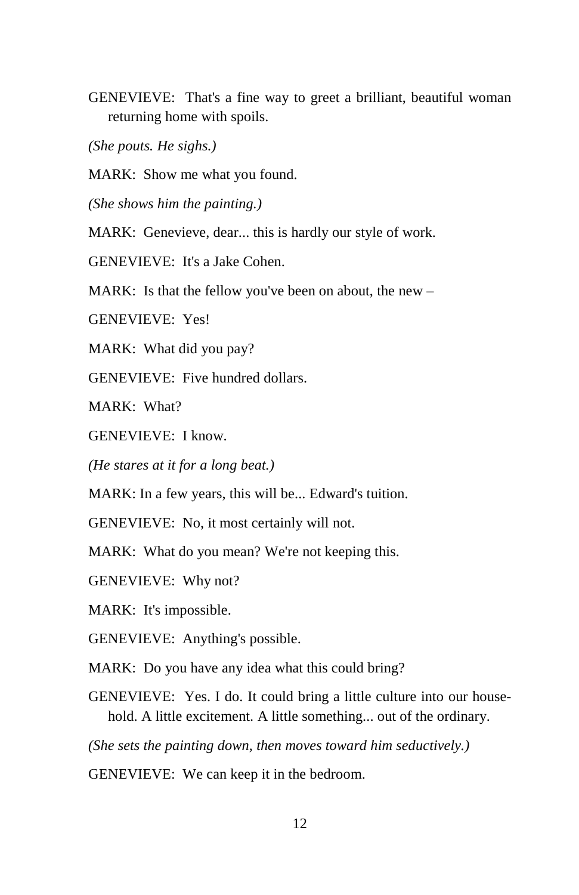GENEVIEVE: That's a fine way to greet a brilliant, beautiful woman returning home with spoils.

*(She pouts. He sighs.)*

MARK: Show me what you found.

*(She shows him the painting.)*

MARK: Genevieve, dear... this is hardly our style of work.

GENEVIEVE: It's a Jake Cohen.

MARK: Is that the fellow you've been on about, the new –

GENEVIEVE: Yes!

MARK: What did you pay?

GENEVIEVE: Five hundred dollars.

MARK: What?

GENEVIEVE: I know.

*(He stares at it for a long beat.)*

MARK: In a few years, this will be... Edward's tuition.

GENEVIEVE: No, it most certainly will not.

MARK: What do you mean? We're not keeping this.

GENEVIEVE: Why not?

MARK: It's impossible.

GENEVIEVE: Anything's possible.

MARK: Do you have any idea what this could bring?

GENEVIEVE: Yes. I do. It could bring a little culture into our household. A little excitement. A little something... out of the ordinary.

*(She sets the painting down, then moves toward him seductively.)*

GENEVIEVE: We can keep it in the bedroom.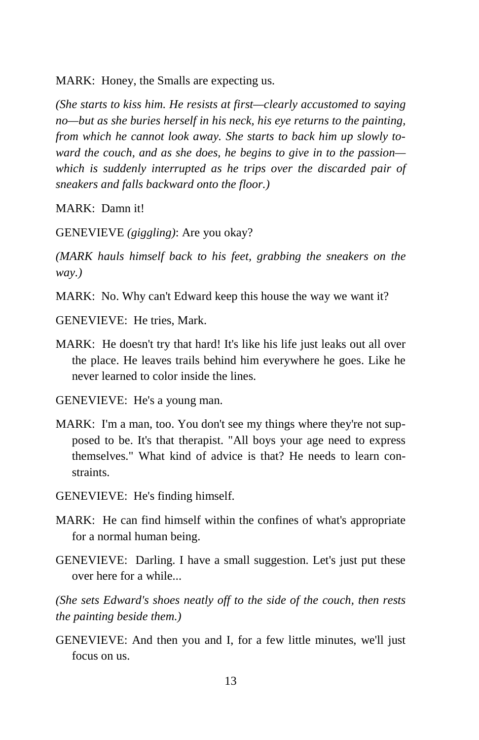MARK: Honey, the Smalls are expecting us.

*(She starts to kiss him. He resists at first—clearly accustomed to saying no—but as she buries herself in his neck, his eye returns to the painting, from which he cannot look away. She starts to back him up slowly toward the couch, and as she does, he begins to give in to the passion—which is suddenly interrupted as he trips over the discarded pair of sneakers and falls backward onto the floor.)*

MARK: Damn it!

GENEVIEVE *(giggling)*: Are you okay?

*(MARK hauls himself back to his feet, grabbing the sneakers on the way.)*

MARK: No. Why can't Edward keep this house the way we want it?

GENEVIEVE: He tries, Mark.

MARK: He doesn't try that hard! It's like his life just leaks out all over the place. He leaves trails behind him everywhere he goes. Like he never learned to color inside the lines.

GENEVIEVE: He's a young man.

MARK: I'm a man, too. You don't see my things where they're not supposed to be. It's that therapist. "All boys your age need to express themselves." What kind of advice is that? He needs to learn constraints.

GENEVIEVE: He's finding himself.

MARK: He can find himself within the confines of what's appropriate for a normal human being.

GENEVIEVE: Darling. I have a small suggestion. Let's just put these over here for a while...

*(She sets Edward's shoes neatly off to the side of the couch, then rests the painting beside them.)*

GENEVIEVE: And then you and I, for a few little minutes, we'll just focus on us.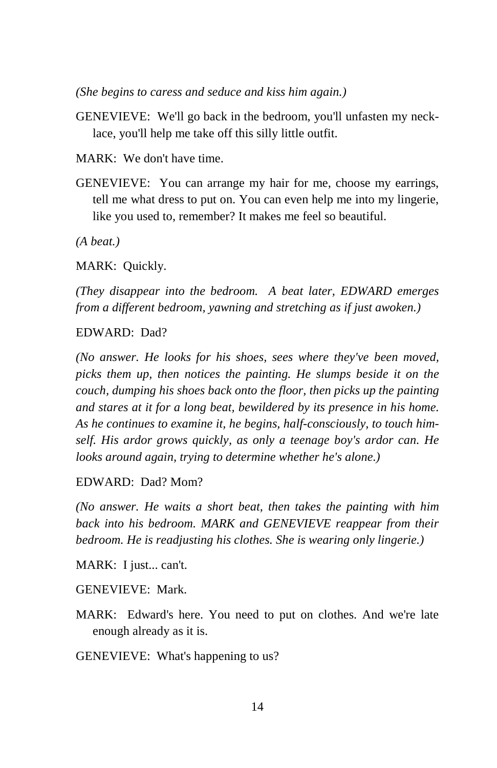*(She begins to caress and seduce and kiss him again.)*

GENEVIEVE: We'll go back in the bedroom, you'll unfasten my necklace, you'll help me take off this silly little outfit.

MARK: We don't have time.

GENEVIEVE: You can arrange my hair for me, choose my earrings, tell me what dress to put on. You can even help me into my lingerie, like you used to, remember? It makes me feel so beautiful.

*(A beat.)*

MARK: Quickly.

*(They disappear into the bedroom. A beat later, EDWARD emerges from a different bedroom, yawning and stretching as if just awoken.)*

EDWARD: Dad?

*(No answer. He looks for his shoes, sees where they've been moved, picks them up, then notices the painting. He slumps beside it on the couch, dumping his shoes back onto the floor, then picks up the painting and stares at it for a long beat, bewildered by its presence in his home. As he continues to examine it, he begins, half-consciously, to touch himself. His ardor grows quickly, as only a teenage boy's ardor can. He looks around again, trying to determine whether he's alone.)*

EDWARD: Dad? Mom?

*(No answer. He waits a short beat, then takes the painting with him back into his bedroom. MARK and GENEVIEVE reappear from their bedroom. He is readjusting his clothes. She is wearing only lingerie.)*

MARK: I just... can't.

GENEVIEVE: Mark.

MARK: Edward's here. You need to put on clothes. And we're late enough already as it is.

GENEVIEVE: What's happening to us?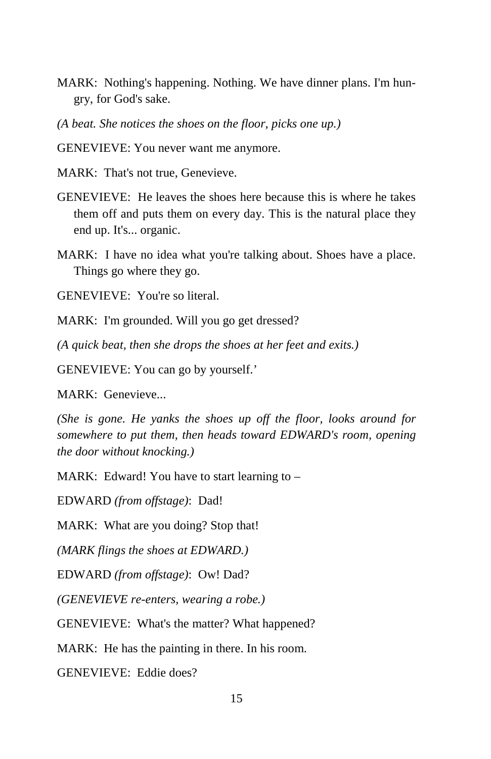MARK: Nothing's happening. Nothing. We have dinner plans. I'm hungry, for God's sake.

*(A beat. She notices the shoes on the floor, picks one up.)*

GENEVIEVE: You never want me anymore.

MARK: That's not true, Genevieve.

GENEVIEVE: He leaves the shoes here because this is where he takes them off and puts them on every day. This is the natural place they end up. It's... organic.

MARK: I have no idea what you're talking about. Shoes have a place. Things go where they go.

GENEVIEVE: You're so literal.

MARK: I'm grounded. Will you go get dressed?

*(A quick beat, then she drops the shoes at her feet and exits.)*

GENEVIEVE: You can go by yourself.'

MARK: Genevieve...

*(She is gone. He yanks the shoes up off the floor, looks around for somewhere to put them, then heads toward EDWARD's room, opening the door without knocking.)*

MARK: Edward! You have to start learning to –

EDWARD *(from offstage)*: Dad!

MARK: What are you doing? Stop that!

*(MARK flings the shoes at EDWARD.)*

EDWARD *(from offstage)*: Ow! Dad?

*(GENEVIEVE re-enters, wearing a robe.)*

GENEVIEVE: What's the matter? What happened?

MARK: He has the painting in there. In his room.

GENEVIEVE: Eddie does?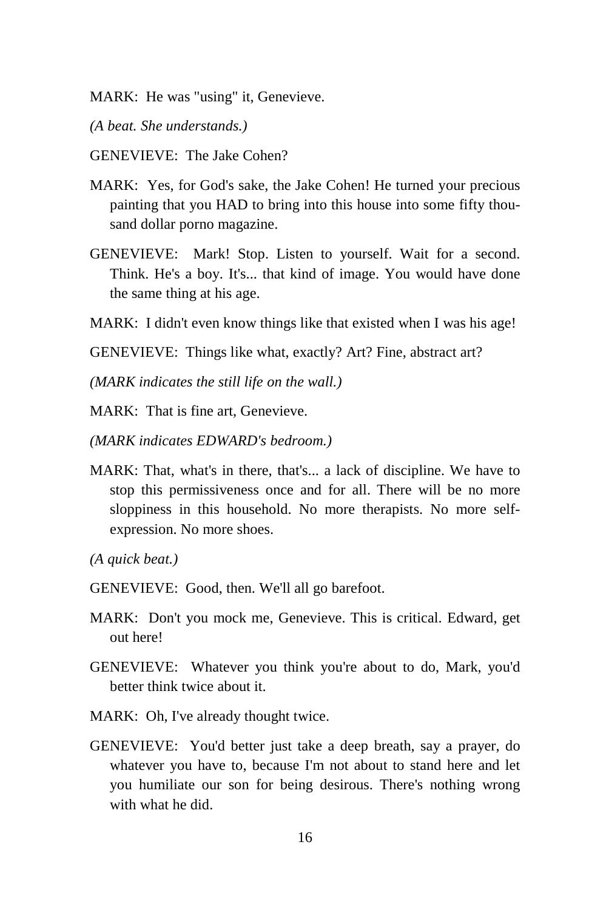MARK: He was "using" it, Genevieve.

*(A beat. She understands.)*

GENEVIEVE: The Jake Cohen?

MARK: Yes, for God's sake, the Jake Cohen! He turned your precious painting that you HAD to bring into this house into some fifty thousand dollar porno magazine.

GENEVIEVE: Mark! Stop. Listen to yourself. Wait for a second. Think. He's a boy. It's... that kind of image. You would have done the same thing at his age.

MARK: I didn't even know things like that existed when I was his age!

GENEVIEVE: Things like what, exactly? Art? Fine, abstract art?

*(MARK indicates the still life on the wall.)*

MARK: That is fine art, Genevieve.

*(MARK indicates EDWARD's bedroom.)*

MARK: That, what's in there, that's... a lack of discipline. We have to stop this permissiveness once and for all. There will be no more sloppiness in this household. No more therapists. No more self-expression. No more shoes.

*(A quick beat.)*

GENEVIEVE: Good, then. We'll all go barefoot.

MARK: Don't you mock me, Genevieve. This is critical. Edward, get out here!

GENEVIEVE: Whatever you think you're about to do, Mark, you'd better think twice about it.

MARK: Oh, I've already thought twice.

GENEVIEVE: You'd better just take a deep breath, say a prayer, do whatever you have to, because I'm not about to stand here and let you humiliate our son for being desirous. There's nothing wrong with what he did.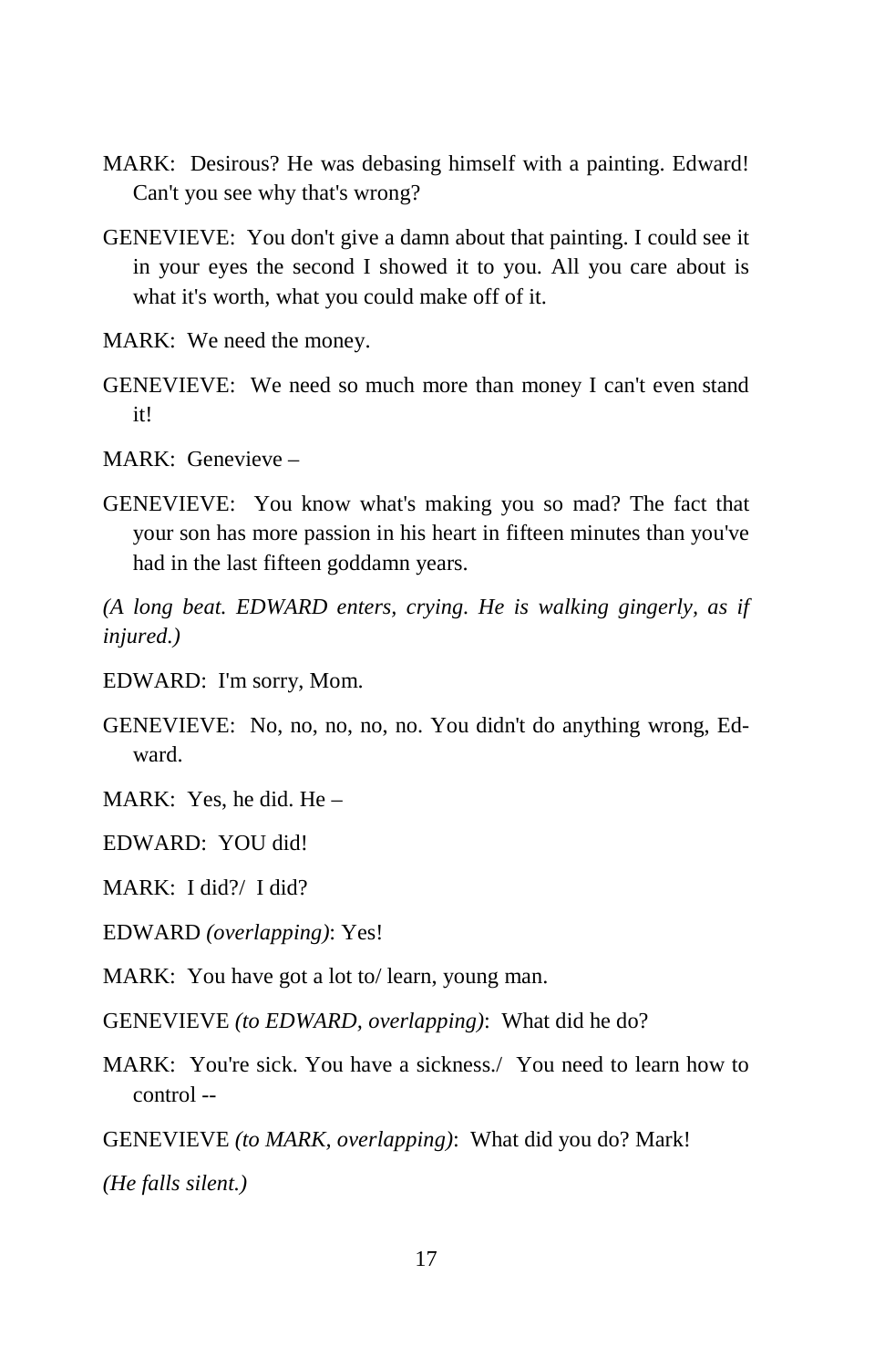MARK: Desirous? He was debasing himself with a painting. Edward! Can't you see why that's wrong?

GENEVIEVE: You don't give a damn about that painting. I could see it in your eyes the second I showed it to you. All you care about is what it's worth, what you could make off of it.

MARK: We need the money.

GENEVIEVE: We need so much more than money I can't even stand it!

MARK: Genevieve –

GENEVIEVE: You know what's making you so mad? The fact that your son has more passion in his heart in fifteen minutes than you've had in the last fifteen goddamn years.

*(A long beat. EDWARD enters, crying. He is walking gingerly, as if injured.)*

EDWARD: I'm sorry, Mom.

GENEVIEVE: No, no, no, no, no. You didn't do anything wrong, Edward.

MARK: Yes, he did. He –

EDWARD: YOU did!

MARK: I did?/ I did?

EDWARD *(overlapping)*: Yes!

MARK: You have got a lot to/ learn, young man.

GENEVIEVE *(to EDWARD, overlapping)*: What did he do?

MARK: You're sick. You have a sickness./ You need to learn how to control --

GENEVIEVE *(to MARK, overlapping)*: What did you do? Mark!

*(He falls silent.)*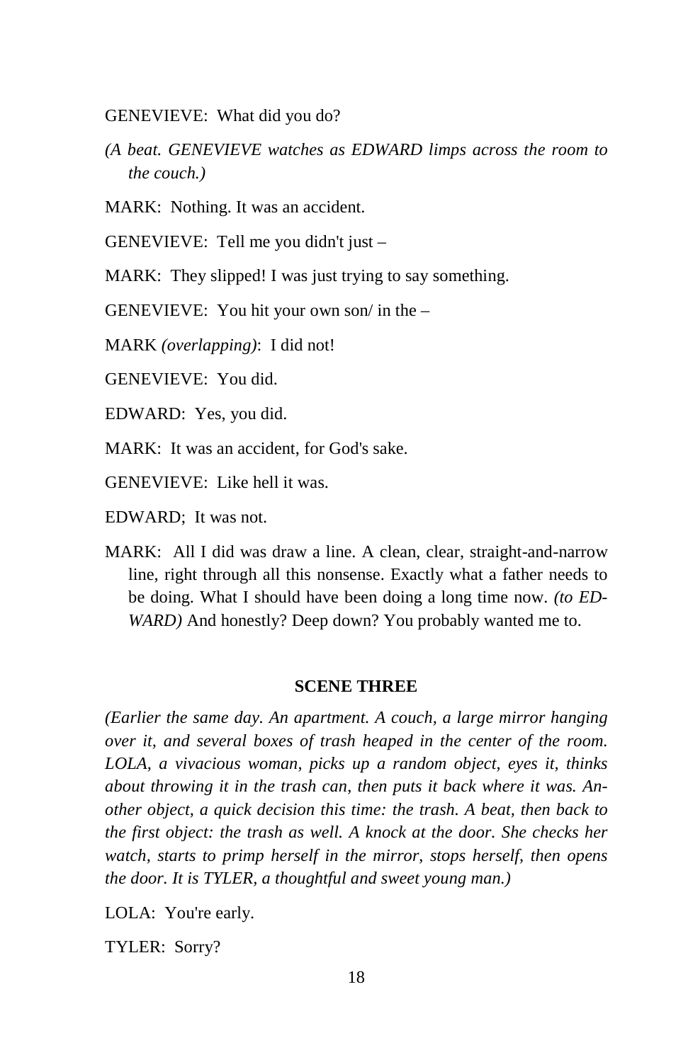GENEVIEVE: What did you do?

*(A beat. GENEVIEVE watches as EDWARD limps across the room to the couch.)*

MARK: Nothing. It was an accident.

GENEVIEVE: Tell me you didn't just –

MARK: They slipped! I was just trying to say something.

GENEVIEVE: You hit your own son/ in the –

MARK *(overlapping)*: I did not!

GENEVIEVE: You did.

EDWARD: Yes, you did.

MARK: It was an accident, for God's sake.

GENEVIEVE: Like hell it was.

EDWARD; It was not.

MARK: All I did was draw a line. A clean, clear, straight-and-narrow line, right through all this nonsense. Exactly what a father needs to be doing. What I should have been doing a long time now. *(to EDWARD)* And honestly? Deep down? You probably wanted me to.

## SCENE THREE

*(Earlier the same day. An apartment. A couch, a large mirror hanging over it, and several boxes of trash heaped in the center of the room. LOLA, a vivacious woman, picks up a random object, eyes it, thinks about throwing it in the trash can, then puts it back where it was. Another object, a quick decision this time: the trash. A beat, then back to the first object: the trash as well. A knock at the door. She checks her watch, starts to primp herself in the mirror, stops herself, then opens the door. It is TYLER, a thoughtful and sweet young man.)*

LOLA: You're early.

TYLER: Sorry?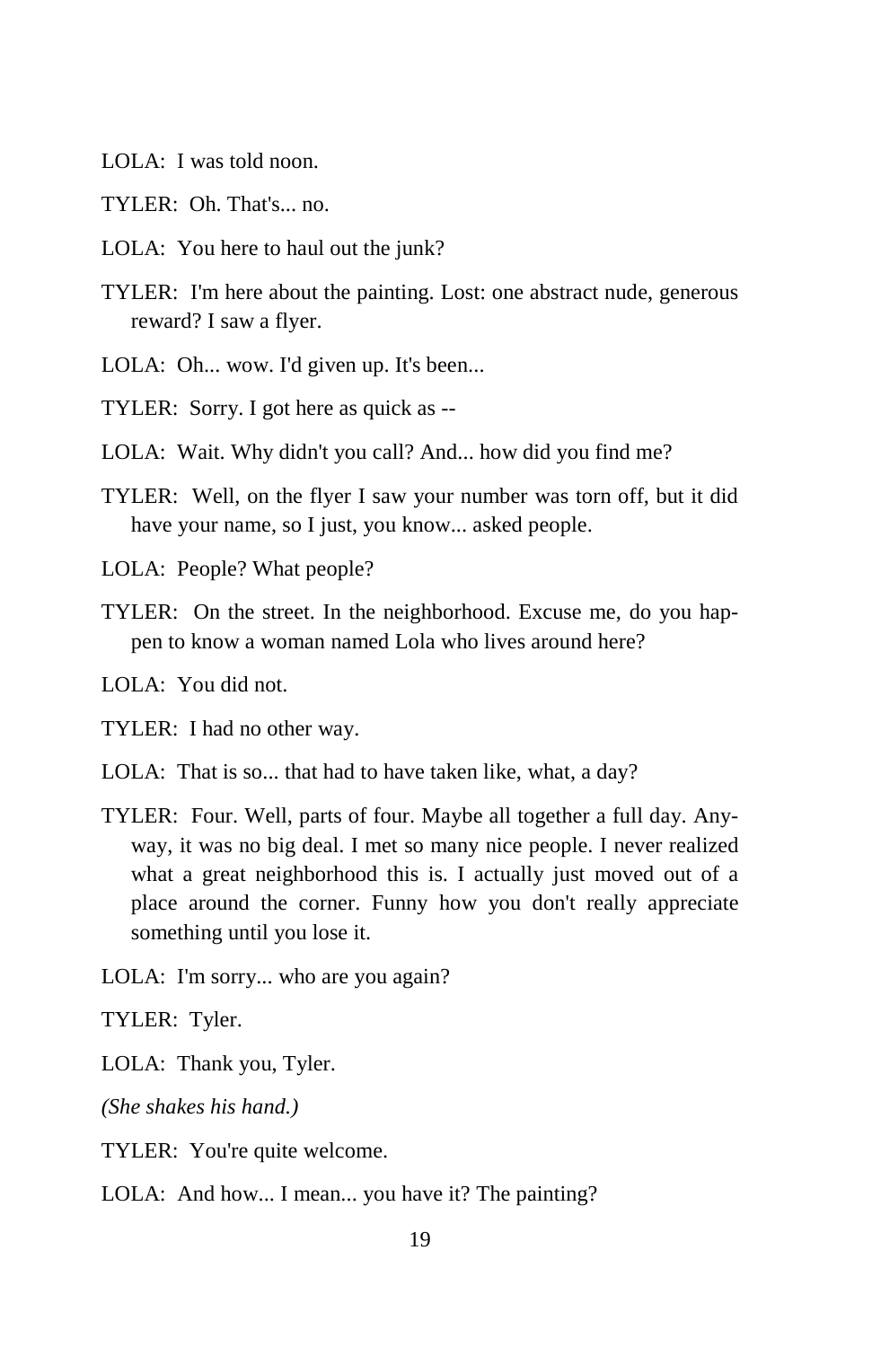LOLA: I was told noon.

TYLER: Oh. That's... no.

LOLA: You here to haul out the junk?

TYLER: I'm here about the painting. Lost: one abstract nude, generous reward? I saw a flyer.

LOLA: Oh... wow. I'd given up. It's been...

TYLER: Sorry. I got here as quick as --

LOLA: Wait. Why didn't you call? And... how did you find me?

TYLER: Well, on the flyer I saw your number was torn off, but it did have your name, so I just, you know... asked people.

LOLA: People? What people?

TYLER: On the street. In the neighborhood. Excuse me, do you happen to know a woman named Lola who lives around here?

LOLA: You did not.

TYLER: I had no other way.

LOLA: That is so... that had to have taken like, what, a day?

TYLER: Four. Well, parts of four. Maybe all together a full day. Anyway, it was no big deal. I met so many nice people. I never realized what a great neighborhood this is. I actually just moved out of a place around the corner. Funny how you don't really appreciate something until you lose it.

LOLA: I'm sorry... who are you again?

TYLER: Tyler.

LOLA: Thank you, Tyler.

*(She shakes his hand.)*

TYLER: You're quite welcome.

LOLA: And how... I mean... you have it? The painting?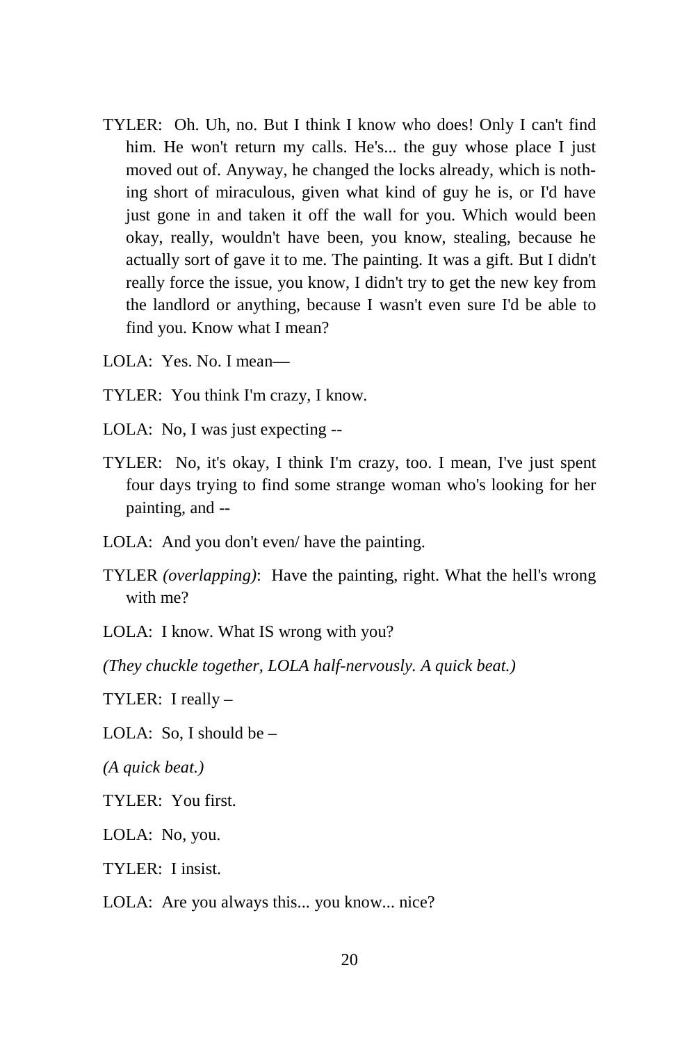TYLER: Oh. Uh, no. But I think I know who does! Only I can't find him. He won't return my calls. He's... the guy whose place I just moved out of. Anyway, he changed the locks already, which is nothing short of miraculous, given what kind of guy he is, or I'd have just gone in and taken it off the wall for you. Which would been okay, really, wouldn't have been, you know, stealing, because he actually sort of gave it to me. The painting. It was a gift. But I didn't really force the issue, you know, I didn't try to get the new key from the landlord or anything, because I wasn't even sure I'd be able to find you. Know what I mean?

LOLA: Yes. No. I mean—

TYLER: You think I'm crazy, I know.

LOLA: No, I was just expecting --

TYLER: No, it's okay, I think I'm crazy, too. I mean, I've just spent four days trying to find some strange woman who's looking for her painting, and --

LOLA: And you don't even/ have the painting.

TYLER *(overlapping)*: Have the painting, right. What the hell's wrong with me?

LOLA: I know. What IS wrong with you?

*(They chuckle together, LOLA half-nervously. A quick beat.)*

TYLER: I really –

LOLA: So, I should be –

*(A quick beat.)*

TYLER: You first.

LOLA: No, you.

TYLER: I insist.

LOLA: Are you always this... you know... nice?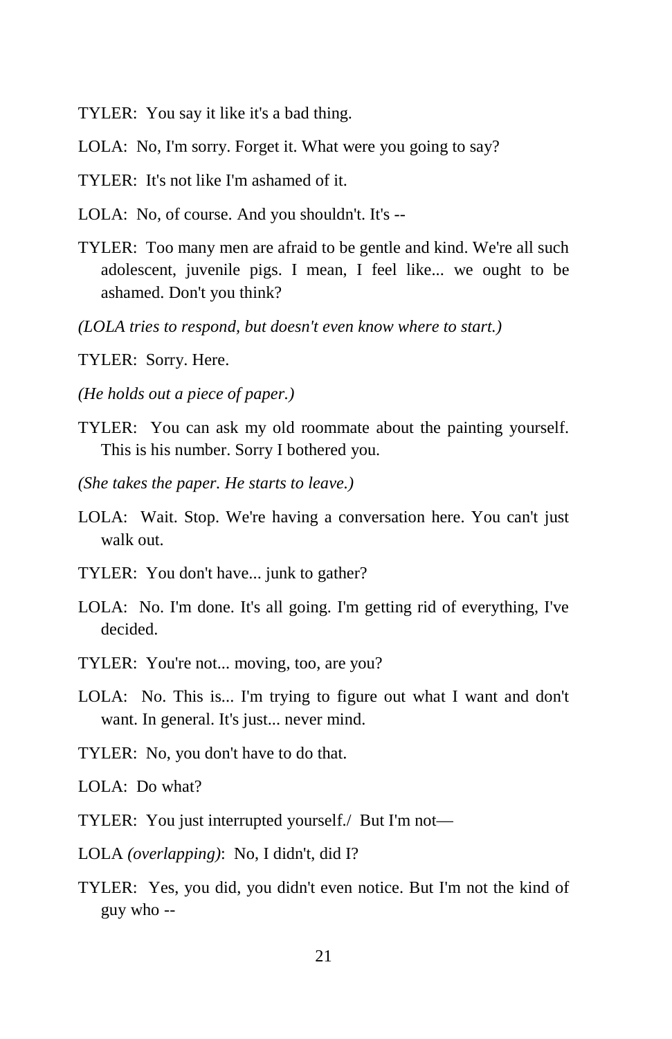TYLER: You say it like it's a bad thing.

LOLA: No, I'm sorry. Forget it. What were you going to say?

TYLER: It's not like I'm ashamed of it.

LOLA: No, of course. And you shouldn't. It's --

TYLER: Too many men are afraid to be gentle and kind. We're all such adolescent, juvenile pigs. I mean, I feel like... we ought to be ashamed. Don't you think?

*(LOLA tries to respond, but doesn't even know where to start.)*

TYLER: Sorry. Here.

*(He holds out a piece of paper.)*

TYLER: You can ask my old roommate about the painting yourself. This is his number. Sorry I bothered you.

*(She takes the paper. He starts to leave.)*

LOLA: Wait. Stop. We're having a conversation here. You can't just walk out.

TYLER: You don't have... junk to gather?

LOLA: No. I'm done. It's all going. I'm getting rid of everything, I've decided.

TYLER: You're not... moving, too, are you?

LOLA: No. This is... I'm trying to figure out what I want and don't want. In general. It's just... never mind.

TYLER: No, you don't have to do that.

LOLA: Do what?

TYLER: You just interrupted yourself./ But I'm not—

LOLA *(overlapping)*: No, I didn't, did I?

TYLER: Yes, you did, you didn't even notice. But I'm not the kind of guy who --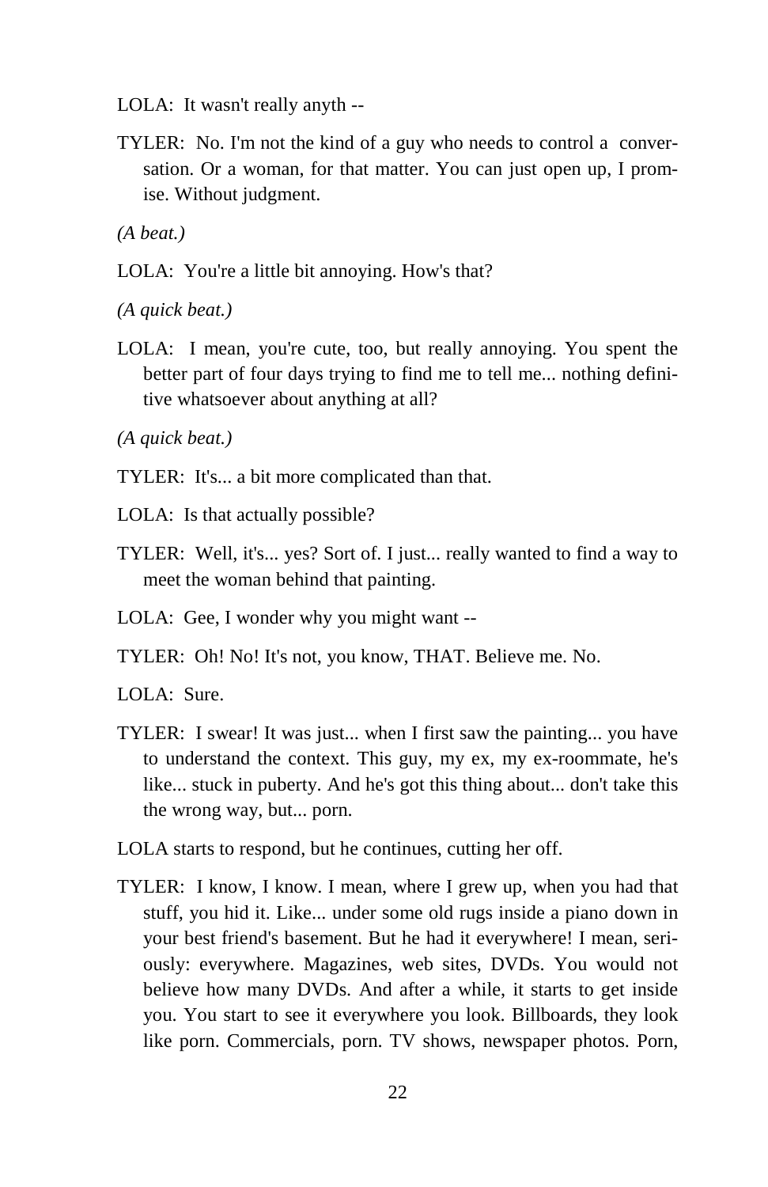LOLA: It wasn't really anyth --

TYLER: No. I'm not the kind of a guy who needs to control a conversation. Or a woman, for that matter. You can just open up, I promise. Without judgment.

*(A beat.)*

LOLA: You're a little bit annoying. How's that?

*(A quick beat.)*

LOLA: I mean, you're cute, too, but really annoying. You spent the better part of four days trying to find me to tell me... nothing definitive whatsoever about anything at all?

*(A quick beat.)*

TYLER: It's... a bit more complicated than that.

LOLA: Is that actually possible?

TYLER: Well, it's... yes? Sort of. I just... really wanted to find a way to meet the woman behind that painting.

LOLA: Gee, I wonder why you might want --

TYLER: Oh! No! It's not, you know, THAT. Believe me. No.

LOLA: Sure.

TYLER: I swear! It was just... when I first saw the painting... you have to understand the context. This guy, my ex, my ex-roommate, he's like... stuck in puberty. And he's got this thing about... don't take this the wrong way, but... porn.

LOLA starts to respond, but he continues, cutting her off.

TYLER: I know, I know. I mean, where I grew up, when you had that stuff, you hid it. Like... under some old rugs inside a piano down in your best friend's basement. But he had it everywhere! I mean, seriously: everywhere. Magazines, web sites, DVDs. You would not believe how many DVDs. And after a while, it starts to get inside you. You start to see it everywhere you look. Billboards, they look like porn. Commercials, porn. TV shows, newspaper photos. Porn,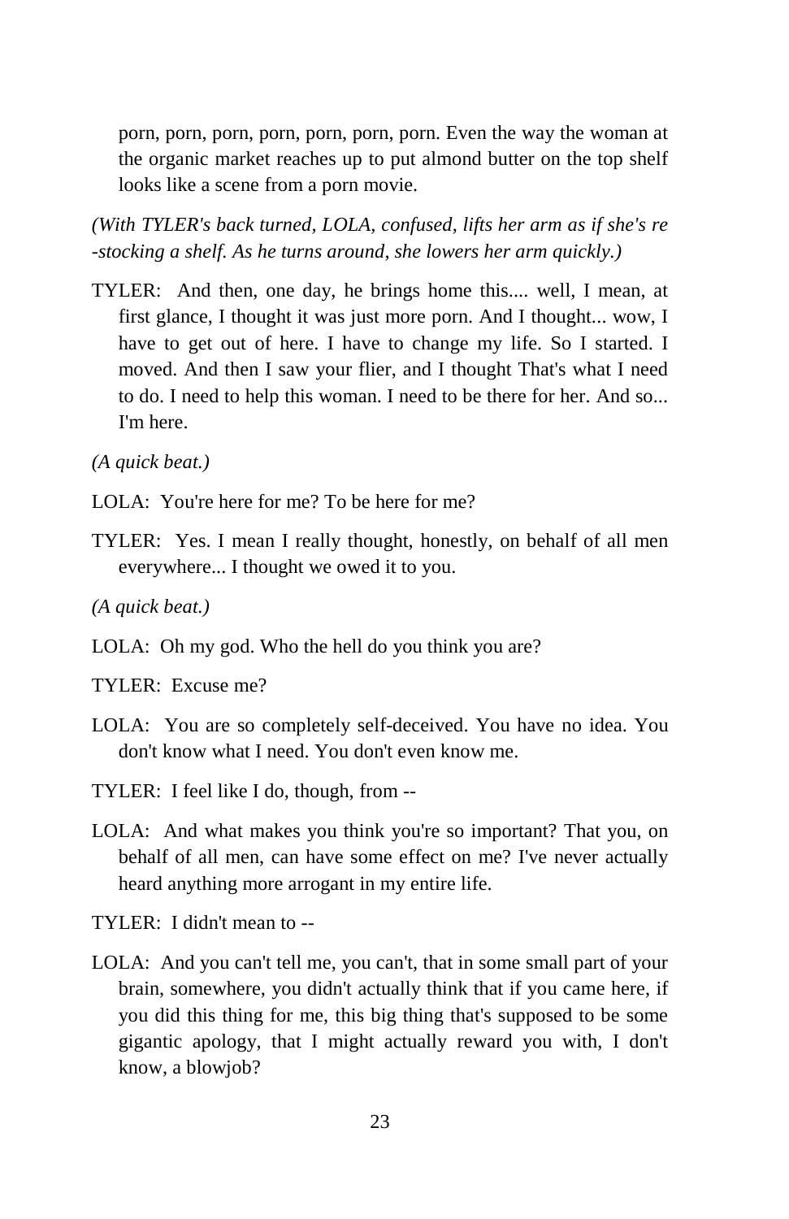porn, porn, porn, porn, porn, porn, porn. Even the way the woman at the organic market reaches up to put almond butter on the top shelf looks like a scene from a porn movie.

*(With TYLER's back turned, LOLA, confused, lifts her arm as if she's re-stocking a shelf. As he turns around, she lowers her arm quickly.)*

TYLER: And then, one day, he brings home this.... well, I mean, at first glance, I thought it was just more porn. And I thought... wow, I have to get out of here. I have to change my life. So I started. I moved. And then I saw your flier, and I thought That's what I need to do. I need to help this woman. I need to be there for her. And so... I'm here.

*(A quick beat.)*

LOLA: You're here for me? To be here for me?

TYLER: Yes. I mean I really thought, honestly, on behalf of all men everywhere... I thought we owed it to you.

*(A quick beat.)*

LOLA: Oh my god. Who the hell do you think you are?

TYLER: Excuse me?

LOLA: You are so completely self-deceived. You have no idea. You don't know what I need. You don't even know me.

TYLER: I feel like I do, though, from --

LOLA: And what makes you think you're so important? That you, on behalf of all men, can have some effect on me? I've never actually heard anything more arrogant in my entire life.

TYLER: I didn't mean to --

LOLA: And you can't tell me, you can't, that in some small part of your brain, somewhere, you didn't actually think that if you came here, if you did this thing for me, this big thing that's supposed to be some gigantic apology, that I might actually reward you with, I don't know, a blowjob?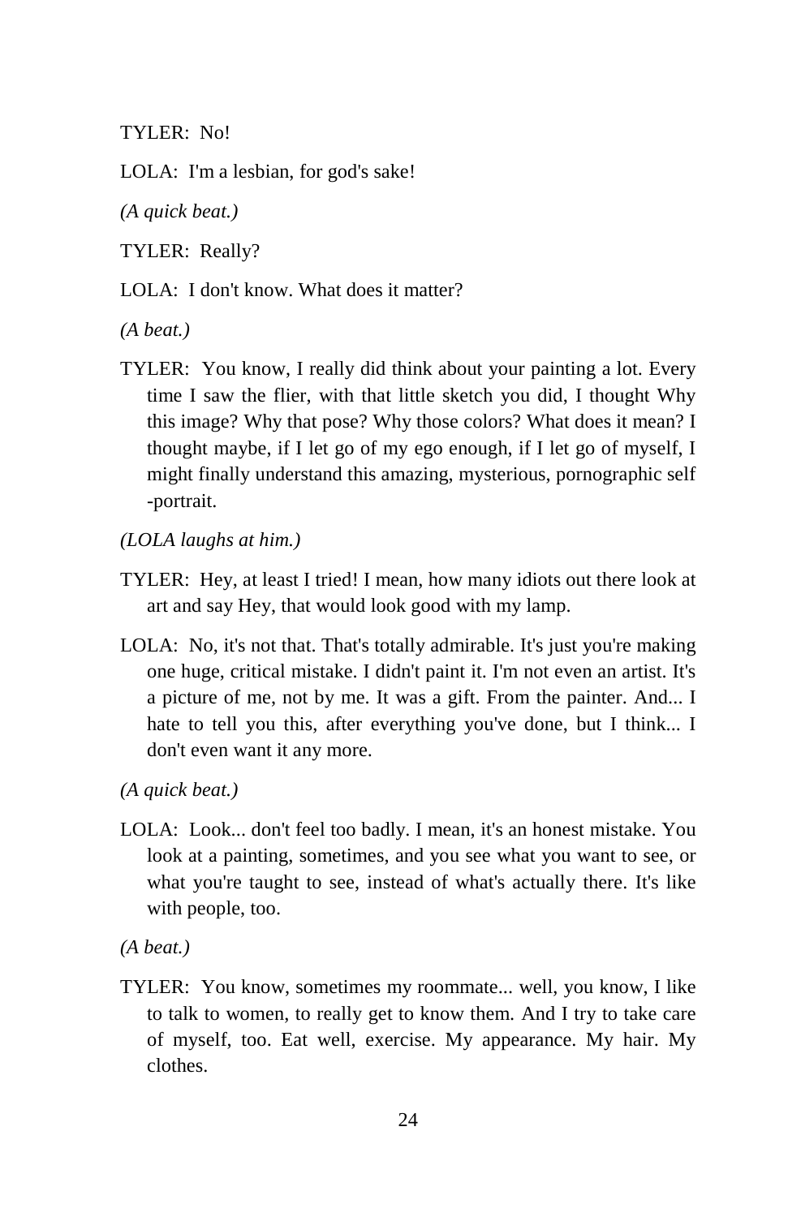TYLER: No!

LOLA: I'm a lesbian, for god's sake!

*(A quick beat.)*

TYLER: Really?

LOLA: I don't know. What does it matter?

*(A beat.)*

TYLER: You know, I really did think about your painting a lot. Every time I saw the flier, with that little sketch you did, I thought Why this image? Why that pose? Why those colors? What does it mean? I thought maybe, if I let go of my ego enough, if I let go of myself, I might finally understand this amazing, mysterious, pornographic self-portrait.

*(LOLA laughs at him.)*

TYLER: Hey, at least I tried! I mean, how many idiots out there look at art and say Hey, that would look good with my lamp.

LOLA: No, it's not that. That's totally admirable. It's just you're making one huge, critical mistake. I didn't paint it. I'm not even an artist. It's a picture of me, not by me. It was a gift. From the painter. And... I hate to tell you this, after everything you've done, but I think... I don't even want it any more.

*(A quick beat.)*

LOLA: Look... don't feel too badly. I mean, it's an honest mistake. You look at a painting, sometimes, and you see what you want to see, or what you're taught to see, instead of what's actually there. It's like with people, too.

*(A beat.)*

TYLER: You know, sometimes my roommate... well, you know, I like to talk to women, to really get to know them. And I try to take care of myself, too. Eat well, exercise. My appearance. My hair. My clothes.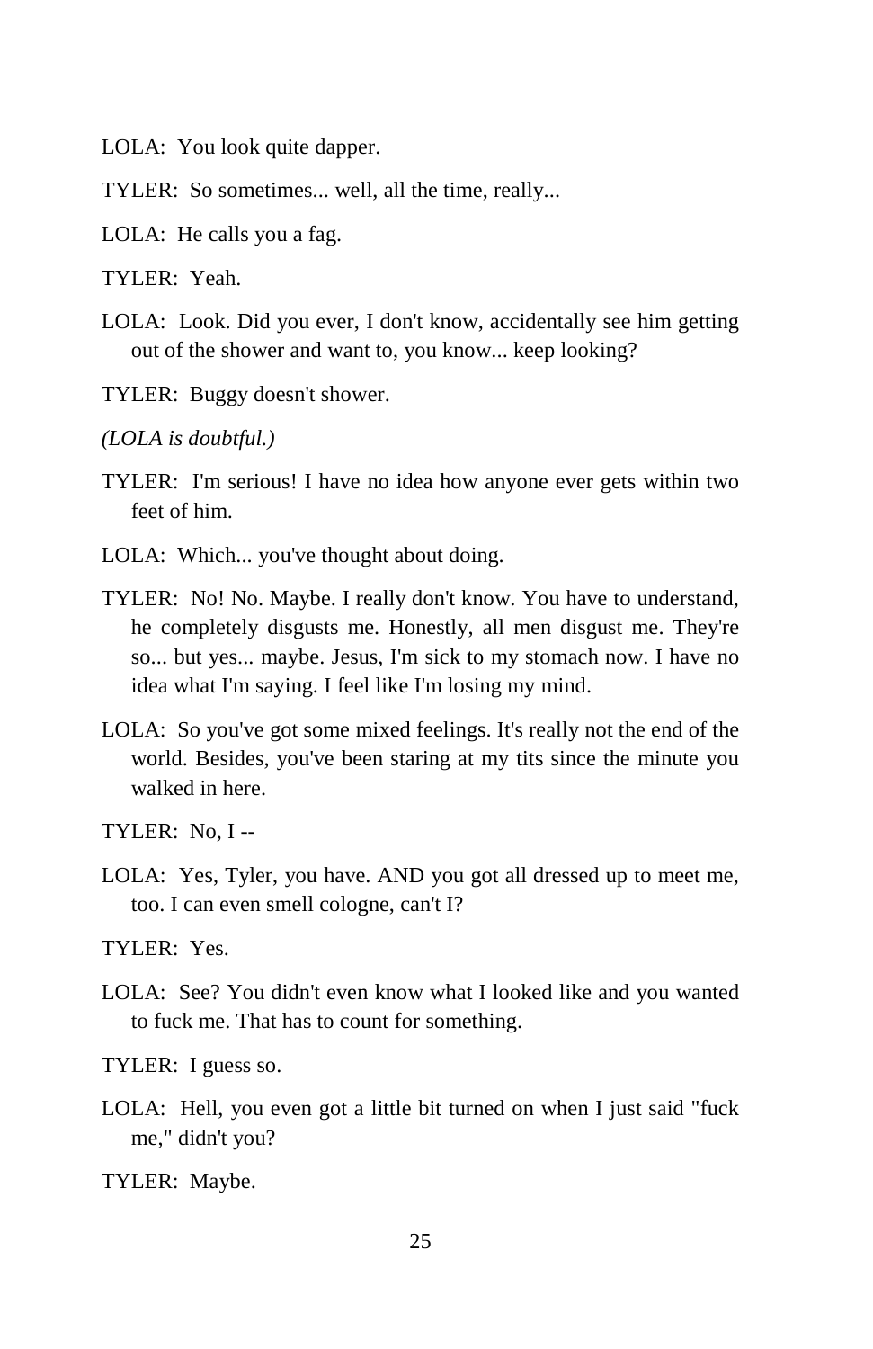LOLA: You look quite dapper.

TYLER: So sometimes... well, all the time, really...

LOLA: He calls you a fag.

TYLER: Yeah.

LOLA: Look. Did you ever, I don't know, accidentally see him getting out of the shower and want to, you know... keep looking?

TYLER: Buggy doesn't shower.

*(LOLA is doubtful.)*

TYLER: I'm serious! I have no idea how anyone ever gets within two feet of him.

LOLA: Which... you've thought about doing.

TYLER: No! No. Maybe. I really don't know. You have to understand, he completely disgusts me. Honestly, all men disgust me. They're so... but yes... maybe. Jesus, I'm sick to my stomach now. I have no idea what I'm saying. I feel like I'm losing my mind.

LOLA: So you've got some mixed feelings. It's really not the end of the world. Besides, you've been staring at my tits since the minute you walked in here.

TYLER: No, I --

LOLA: Yes, Tyler, you have. AND you got all dressed up to meet me, too. I can even smell cologne, can't I?

TYLER: Yes.

LOLA: See? You didn't even know what I looked like and you wanted to fuck me. That has to count for something.

TYLER: I guess so.

LOLA: Hell, you even got a little bit turned on when I just said "fuck me," didn't you?

TYLER: Maybe.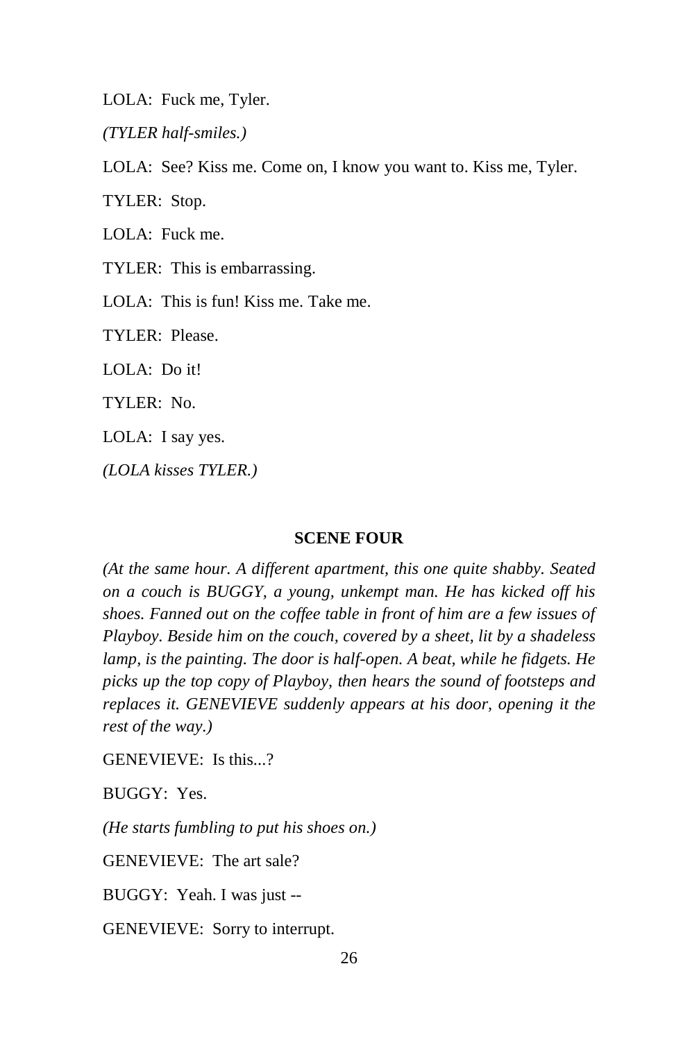LOLA: Fuck me, Tyler.

*(TYLER half-smiles.)*

LOLA: See? Kiss me. Come on, I know you want to. Kiss me, Tyler.

TYLER: Stop.

LOLA: Fuck me.

TYLER: This is embarrassing.

LOLA: This is fun! Kiss me. Take me.

TYLER: Please.

LOLA: Do it!

TYLER: No.

LOLA: I say yes.

*(LOLA kisses TYLER.)*

## SCENE FOUR

*(At the same hour. A different apartment, this one quite shabby. Seated on a couch is BUGGY, a young, unkempt man. He has kicked off his shoes. Fanned out on the coffee table in front of him are a few issues of Playboy. Beside him on the couch, covered by a sheet, lit by a shadeless lamp, is the painting. The door is half-open. A beat, while he fidgets. He picks up the top copy of Playboy, then hears the sound of footsteps and replaces it. GENEVIEVE suddenly appears at his door, opening it the rest of the way.)*

GENEVIEVE: Is this...?

BUGGY: Yes.

*(He starts fumbling to put his shoes on.)*

GENEVIEVE: The art sale?

BUGGY: Yeah. I was just --

GENEVIEVE: Sorry to interrupt.